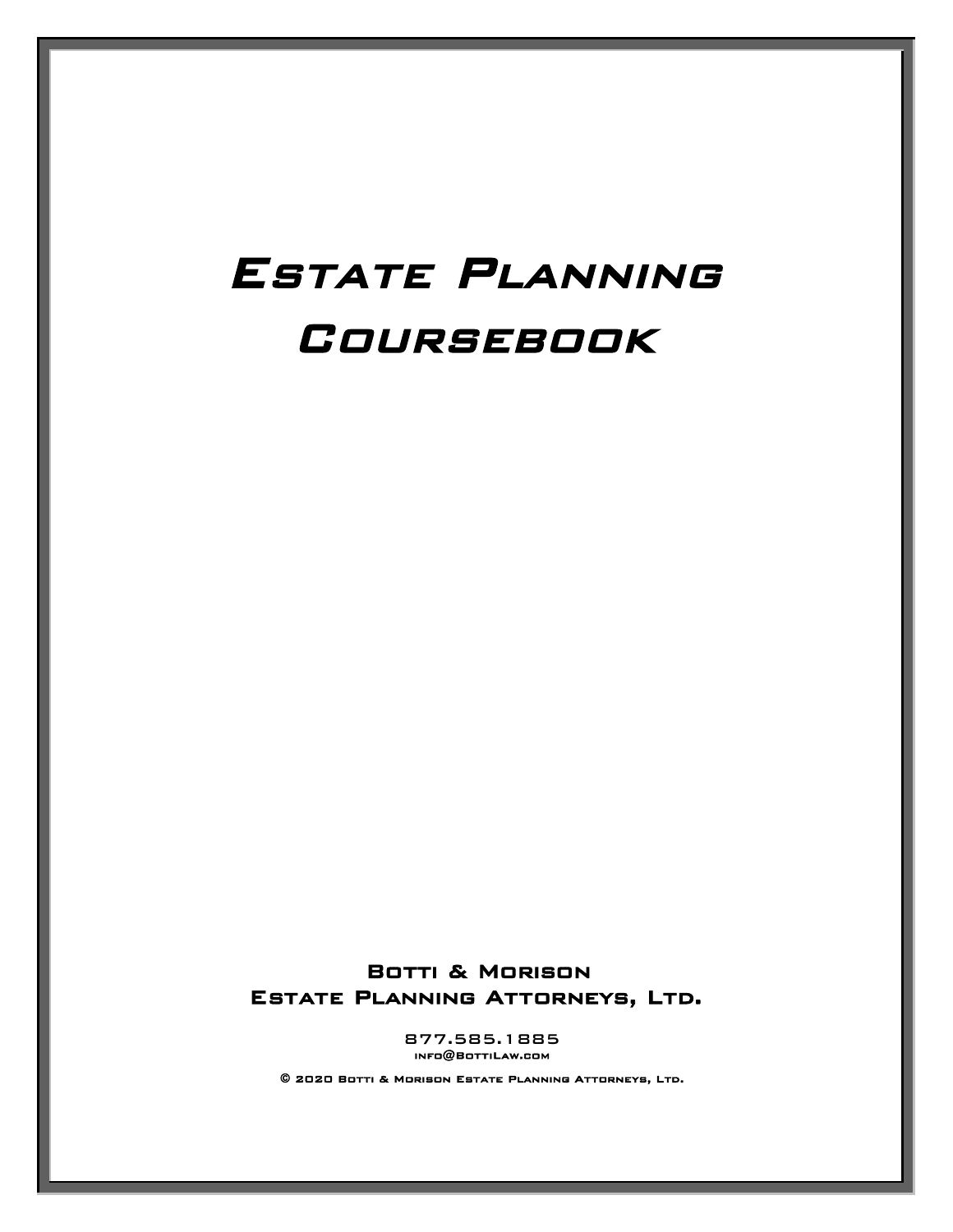# Estate Planning Coursebook

**Botti & Morison**
**Estate Planning Attorneys, Ltd.**

877.585.1885
info@BottiLaw.com

© 2020 Botti & Morison Estate Planning Attorneys, Ltd.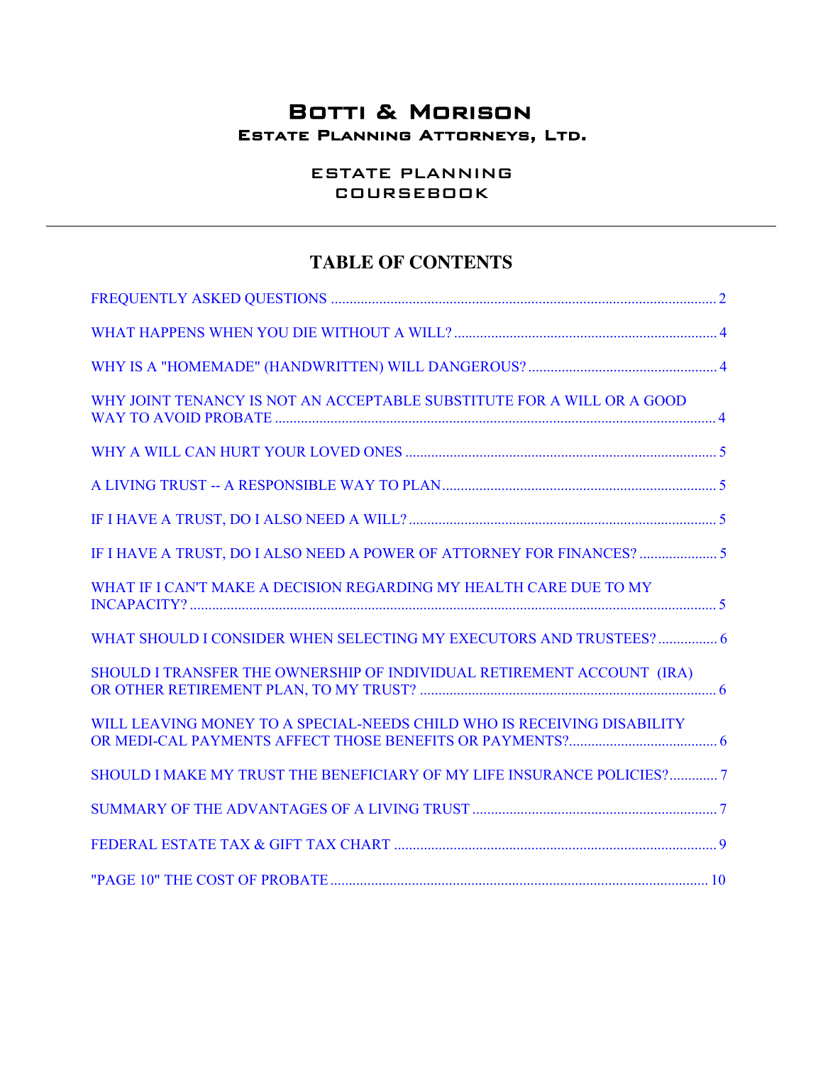# Botti & Morison

## Estate Planning Attorneys, Ltd.

### ESTATE PLANNING COURSEBOOK

---

## TABLE OF CONTENTS

FREQUENTLY ASKED QUESTIONS ........................................................................................ 2

WHAT HAPPENS WHEN YOU DIE WITHOUT A WILL? ....................................................... 4

WHY IS A "HOMEMADE" (HANDWRITTEN) WILL DANGEROUS? ................................................... 4

WHY JOINT TENANCY IS NOT AN ACCEPTABLE SUBSTITUTE FOR A WILL OR A GOOD WAY TO AVOID PROBATE ........................................................................................ 4

WHY A WILL CAN HURT YOUR LOVED ONES ....................................................................... 5

A LIVING TRUST -- A RESPONSIBLE WAY TO PLAN ........................................................... 5

IF I HAVE A TRUST, DO I ALSO NEED A WILL? ................................................................... 5

IF I HAVE A TRUST, DO I ALSO NEED A POWER OF ATTORNEY FOR FINANCES? ..................... 5

WHAT IF I CAN'T MAKE A DECISION REGARDING MY HEALTH CARE DUE TO MY INCAPACITY? ........................................................................................ 5

WHAT SHOULD I CONSIDER WHEN SELECTING MY EXECUTORS AND TRUSTEES? ................ 6

SHOULD I TRANSFER THE OWNERSHIP OF INDIVIDUAL RETIREMENT ACCOUNT (IRA) OR OTHER RETIREMENT PLAN, TO MY TRUST? ........................................................................ 6

WILL LEAVING MONEY TO A SPECIAL-NEEDS CHILD WHO IS RECEIVING DISABILITY OR MEDI-CAL PAYMENTS AFFECT THOSE BENEFITS OR PAYMENTS? ........................................ 6

SHOULD I MAKE MY TRUST THE BENEFICIARY OF MY LIFE INSURANCE POLICIES? ............. 7

SUMMARY OF THE ADVANTAGES OF A LIVING TRUST .................................................... 7

FEDERAL ESTATE TAX & GIFT TAX CHART ....................................................................... 9

"PAGE 10" THE COST OF PROBATE ........................................................................................ 10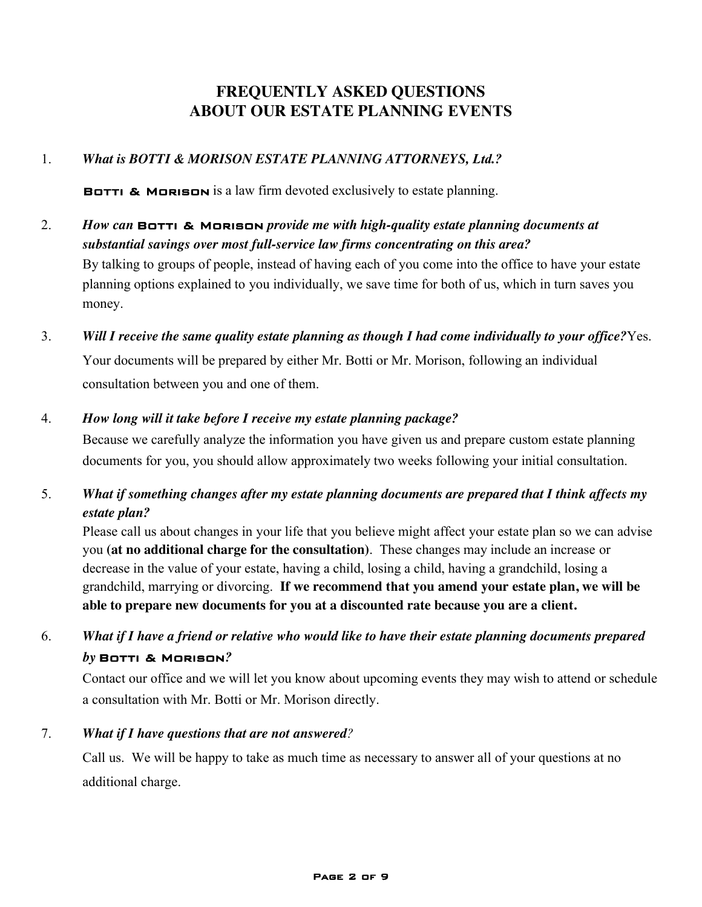# FREQUENTLY ASKED QUESTIONS
# ABOUT OUR ESTATE PLANNING EVENTS

1. ***What is BOTTI & MORISON ESTATE PLANNING ATTORNEYS, Ltd.?***

   **Botti & Morison** is a law firm devoted exclusively to estate planning.

2. ***How can Botti & Morison provide me with high-quality estate planning documents at substantial savings over most full-service law firms concentrating on this area?***
   By talking to groups of people, instead of having each of you come into the office to have your estate planning options explained to you individually, we save time for both of us, which in turn saves you money.

3. ***Will I receive the same quality estate planning as though I had come individually to your office?*** Yes. Your documents will be prepared by either Mr. Botti or Mr. Morison, following an individual consultation between you and one of them.

4. ***How long will it take before I receive my estate planning package?***
   Because we carefully analyze the information you have given us and prepare custom estate planning documents for you, you should allow approximately two weeks following your initial consultation.

5. ***What if something changes after my estate planning documents are prepared that I think affects my estate plan?***
   Please call us about changes in your life that you believe might affect your estate plan so we can advise you **(at no additional charge for the consultation)**. These changes may include an increase or decrease in the value of your estate, having a child, losing a child, having a grandchild, losing a grandchild, marrying or divorcing. **If we recommend that you amend your estate plan, we will be able to prepare new documents for you at a discounted rate because you are a client.**

6. ***What if I have a friend or relative who would like to have their estate planning documents prepared by Botti & Morison?***
   Contact our office and we will let you know about upcoming events they may wish to attend or schedule a consultation with Mr. Botti or Mr. Morison directly.

7. ***What if I have questions that are not answered?***
   Call us. We will be happy to take as much time as necessary to answer all of your questions at no additional charge.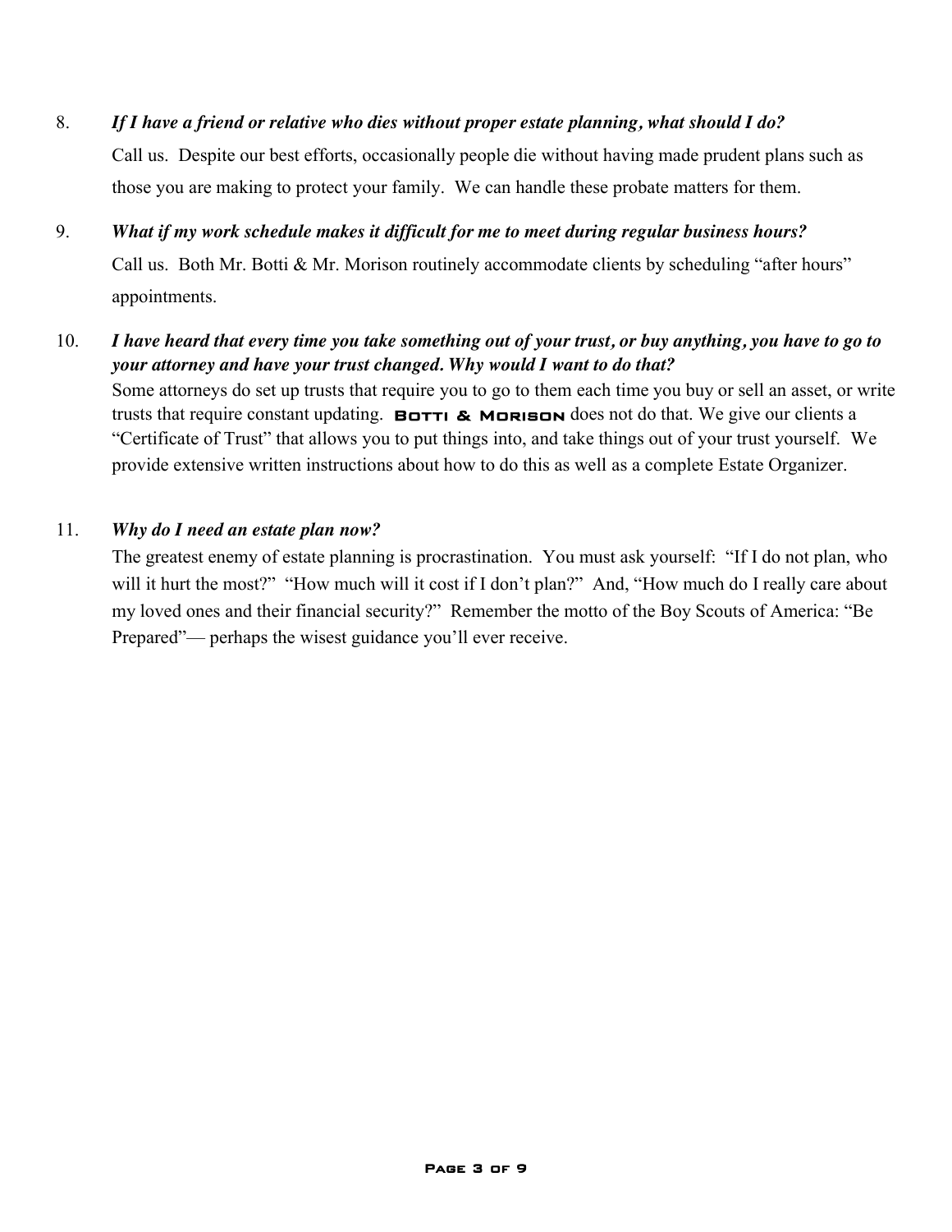8. ***If I have a friend or relative who dies without proper estate planning, what should I do?***

   Call us. Despite our best efforts, occasionally people die without having made prudent plans such as those you are making to protect your family. We can handle these probate matters for them.

9. ***What if my work schedule makes it difficult for me to meet during regular business hours?***

   Call us. Both Mr. Botti & Mr. Morison routinely accommodate clients by scheduling "after hours" appointments.

10. ***I have heard that every time you take something out of your trust, or buy anything, you have to go to your attorney and have your trust changed. Why would I want to do that?***

    Some attorneys do set up trusts that require you to go to them each time you buy or sell an asset, or write trusts that require constant updating. **BOTTI & MORISON** does not do that. We give our clients a "Certificate of Trust" that allows you to put things into, and take things out of your trust yourself. We provide extensive written instructions about how to do this as well as a complete Estate Organizer.

11. ***Why do I need an estate plan now?***

    The greatest enemy of estate planning is procrastination. You must ask yourself: "If I do not plan, who will it hurt the most?" "How much will it cost if I don't plan?" And, "How much do I really care about my loved ones and their financial security?" Remember the motto of the Boy Scouts of America: "Be Prepared"— perhaps the wisest guidance you'll ever receive.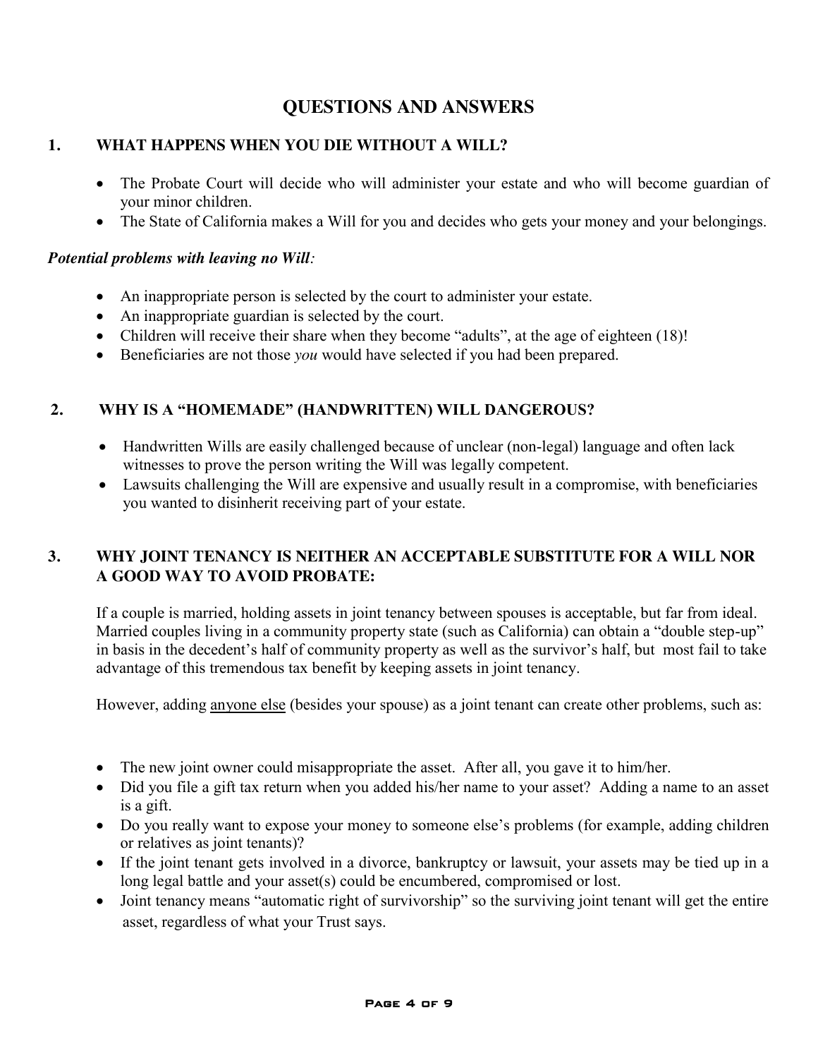# QUESTIONS AND ANSWERS

## 1. WHAT HAPPENS WHEN YOU DIE WITHOUT A WILL?

- The Probate Court will decide who will administer your estate and who will become guardian of your minor children.
- The State of California makes a Will for you and decides who gets your money and your belongings.

***Potential problems with leaving no Will:***

- An inappropriate person is selected by the court to administer your estate.
- An inappropriate guardian is selected by the court.
- Children will receive their share when they become "adults", at the age of eighteen (18)!
- Beneficiaries are not those *you* would have selected if you had been prepared.

## 2. WHY IS A "HOMEMADE" (HANDWRITTEN) WILL DANGEROUS?

- Handwritten Wills are easily challenged because of unclear (non-legal) language and often lack witnesses to prove the person writing the Will was legally competent.
- Lawsuits challenging the Will are expensive and usually result in a compromise, with beneficiaries you wanted to disinherit receiving part of your estate.

## 3. WHY JOINT TENANCY IS NEITHER AN ACCEPTABLE SUBSTITUTE FOR A WILL NOR A GOOD WAY TO AVOID PROBATE:

If a couple is married, holding assets in joint tenancy between spouses is acceptable, but far from ideal. Married couples living in a community property state (such as California) can obtain a "double step-up" in basis in the decedent's half of community property as well as the survivor's half, but most fail to take advantage of this tremendous tax benefit by keeping assets in joint tenancy.

However, adding <u>anyone else</u> (besides your spouse) as a joint tenant can create other problems, such as:

- The new joint owner could misappropriate the asset. After all, you gave it to him/her.
- Did you file a gift tax return when you added his/her name to your asset? Adding a name to an asset is a gift.
- Do you really want to expose your money to someone else's problems (for example, adding children or relatives as joint tenants)?
- If the joint tenant gets involved in a divorce, bankruptcy or lawsuit, your assets may be tied up in a long legal battle and your asset(s) could be encumbered, compromised or lost.
- Joint tenancy means "automatic right of survivorship" so the surviving joint tenant will get the entire asset, regardless of what your Trust says.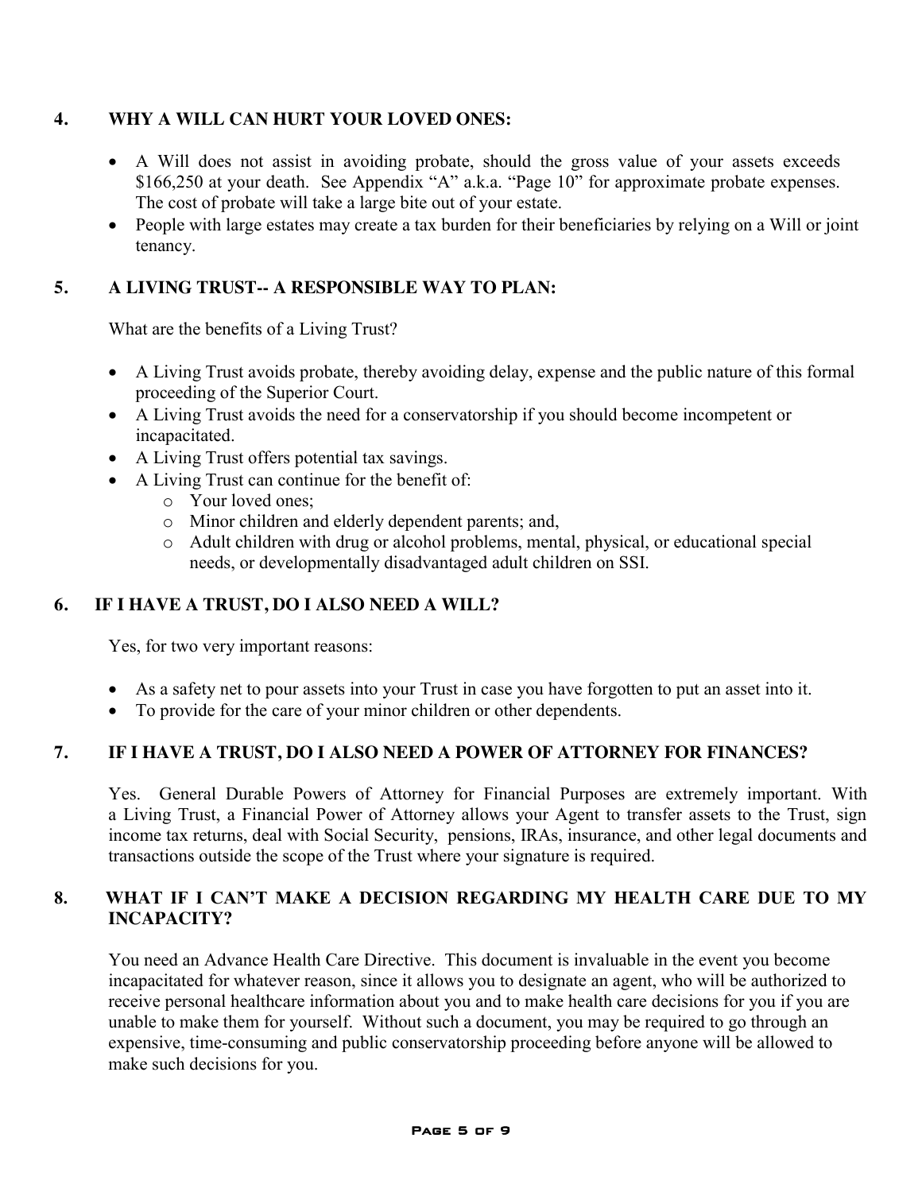## 4. WHY A WILL CAN HURT YOUR LOVED ONES:

- A Will does not assist in avoiding probate, should the gross value of your assets exceeds $166,250 at your death. See Appendix "A" a.k.a. "Page 10" for approximate probate expenses. The cost of probate will take a large bite out of your estate.
- People with large estates may create a tax burden for their beneficiaries by relying on a Will or joint tenancy.

## 5. A LIVING TRUST-- A RESPONSIBLE WAY TO PLAN:

What are the benefits of a Living Trust?

- A Living Trust avoids probate, thereby avoiding delay, expense and the public nature of this formal proceeding of the Superior Court.
- A Living Trust avoids the need for a conservatorship if you should become incompetent or incapacitated.
- A Living Trust offers potential tax savings.
- A Living Trust can continue for the benefit of:
  - Your loved ones;
  - Minor children and elderly dependent parents; and,
  - Adult children with drug or alcohol problems, mental, physical, or educational special needs, or developmentally disadvantaged adult children on SSI.

## 6. IF I HAVE A TRUST, DO I ALSO NEED A WILL?

Yes, for two very important reasons:

- As a safety net to pour assets into your Trust in case you have forgotten to put an asset into it.
- To provide for the care of your minor children or other dependents.

## 7. IF I HAVE A TRUST, DO I ALSO NEED A POWER OF ATTORNEY FOR FINANCES?

Yes. General Durable Powers of Attorney for Financial Purposes are extremely important. With a Living Trust, a Financial Power of Attorney allows your Agent to transfer assets to the Trust, sign income tax returns, deal with Social Security, pensions, IRAs, insurance, and other legal documents and transactions outside the scope of the Trust where your signature is required.

## 8. WHAT IF I CAN'T MAKE A DECISION REGARDING MY HEALTH CARE DUE TO MY INCAPACITY?

You need an Advance Health Care Directive. This document is invaluable in the event you become incapacitated for whatever reason, since it allows you to designate an agent, who will be authorized to receive personal healthcare information about you and to make health care decisions for you if you are unable to make them for yourself. Without such a document, you may be required to go through an expensive, time-consuming and public conservatorship proceeding before anyone will be allowed to make such decisions for you.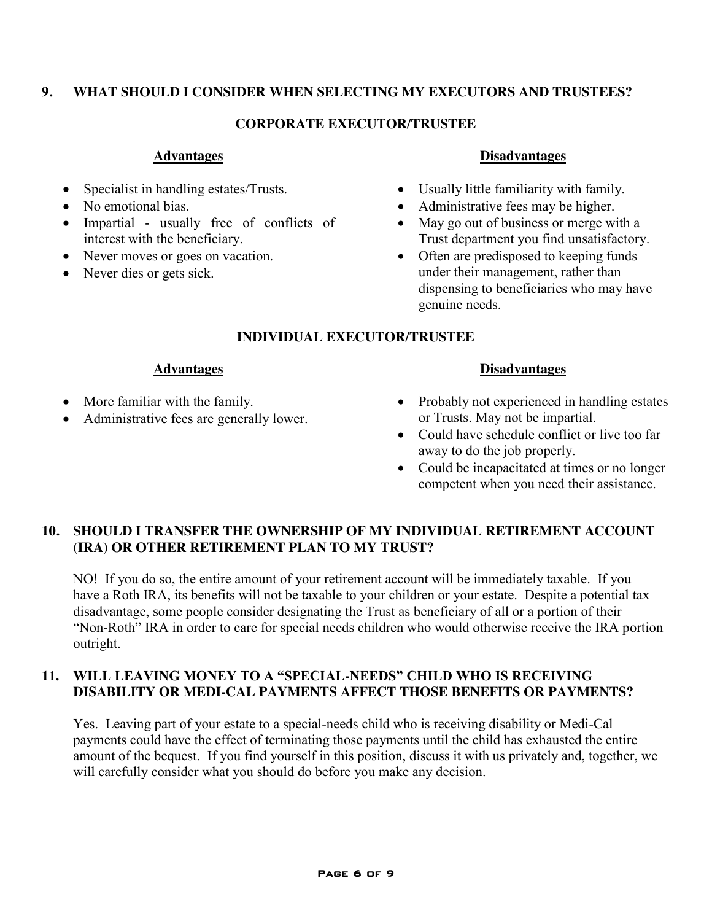## 9. WHAT SHOULD I CONSIDER WHEN SELECTING MY EXECUTORS AND TRUSTEES?

### CORPORATE EXECUTOR/TRUSTEE

**Advantages**

- Specialist in handling estates/Trusts.
- No emotional bias.
- Impartial - usually free of conflicts of interest with the beneficiary.
- Never moves or goes on vacation.
- Never dies or gets sick.

**Disadvantages**

- Usually little familiarity with family.
- Administrative fees may be higher.
- May go out of business or merge with a Trust department you find unsatisfactory.
- Often are predisposed to keeping funds under their management, rather than dispensing to beneficiaries who may have genuine needs.

### INDIVIDUAL EXECUTOR/TRUSTEE

**Advantages**

- More familiar with the family.
- Administrative fees are generally lower.

**Disadvantages**

- Probably not experienced in handling estates or Trusts. May not be impartial.
- Could have schedule conflict or live too far away to do the job properly.
- Could be incapacitated at times or no longer competent when you need their assistance.

## 10. SHOULD I TRANSFER THE OWNERSHIP OF MY INDIVIDUAL RETIREMENT ACCOUNT (IRA) OR OTHER RETIREMENT PLAN TO MY TRUST?

NO! If you do so, the entire amount of your retirement account will be immediately taxable. If you have a Roth IRA, its benefits will not be taxable to your children or your estate. Despite a potential tax disadvantage, some people consider designating the Trust as beneficiary of all or a portion of their "Non-Roth" IRA in order to care for special needs children who would otherwise receive the IRA portion outright.

## 11. WILL LEAVING MONEY TO A "SPECIAL-NEEDS" CHILD WHO IS RECEIVING DISABILITY OR MEDI-CAL PAYMENTS AFFECT THOSE BENEFITS OR PAYMENTS?

Yes. Leaving part of your estate to a special-needs child who is receiving disability or Medi-Cal payments could have the effect of terminating those payments until the child has exhausted the entire amount of the bequest. If you find yourself in this position, discuss it with us privately and, together, we will carefully consider what you should do before you make any decision.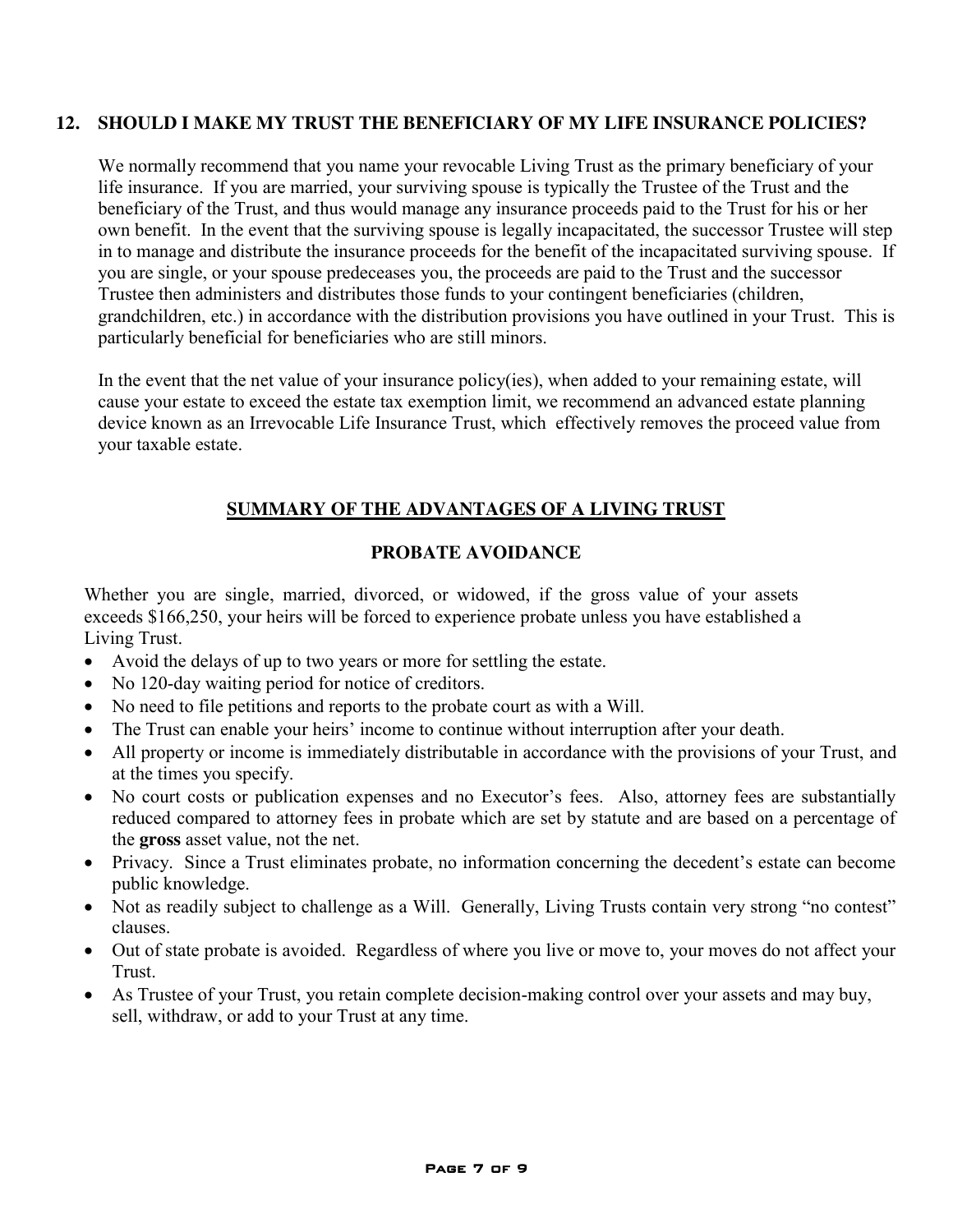## 12. SHOULD I MAKE MY TRUST THE BENEFICIARY OF MY LIFE INSURANCE POLICIES?

We normally recommend that you name your revocable Living Trust as the primary beneficiary of your life insurance. If you are married, your surviving spouse is typically the Trustee of the Trust and the beneficiary of the Trust, and thus would manage any insurance proceeds paid to the Trust for his or her own benefit. In the event that the surviving spouse is legally incapacitated, the successor Trustee will step in to manage and distribute the insurance proceeds for the benefit of the incapacitated surviving spouse. If you are single, or your spouse predeceases you, the proceeds are paid to the Trust and the successor Trustee then administers and distributes those funds to your contingent beneficiaries (children, grandchildren, etc.) in accordance with the distribution provisions you have outlined in your Trust. This is particularly beneficial for beneficiaries who are still minors.

In the event that the net value of your insurance policy(ies), when added to your remaining estate, will cause your estate to exceed the estate tax exemption limit, we recommend an advanced estate planning device known as an Irrevocable Life Insurance Trust, which effectively removes the proceed value from your taxable estate.

## SUMMARY OF THE ADVANTAGES OF A LIVING TRUST

### PROBATE AVOIDANCE

Whether you are single, married, divorced, or widowed, if the gross value of your assets exceeds $166,250, your heirs will be forced to experience probate unless you have established a Living Trust.

- Avoid the delays of up to two years or more for settling the estate.
- No 120-day waiting period for notice of creditors.
- No need to file petitions and reports to the probate court as with a Will.
- The Trust can enable your heirs' income to continue without interruption after your death.
- All property or income is immediately distributable in accordance with the provisions of your Trust, and at the times you specify.
- No court costs or publication expenses and no Executor's fees. Also, attorney fees are substantially reduced compared to attorney fees in probate which are set by statute and are based on a percentage of the **gross** asset value, not the net.
- Privacy. Since a Trust eliminates probate, no information concerning the decedent's estate can become public knowledge.
- Not as readily subject to challenge as a Will. Generally, Living Trusts contain very strong "no contest" clauses.
- Out of state probate is avoided. Regardless of where you live or move to, your moves do not affect your Trust.
- As Trustee of your Trust, you retain complete decision-making control over your assets and may buy, sell, withdraw, or add to your Trust at any time.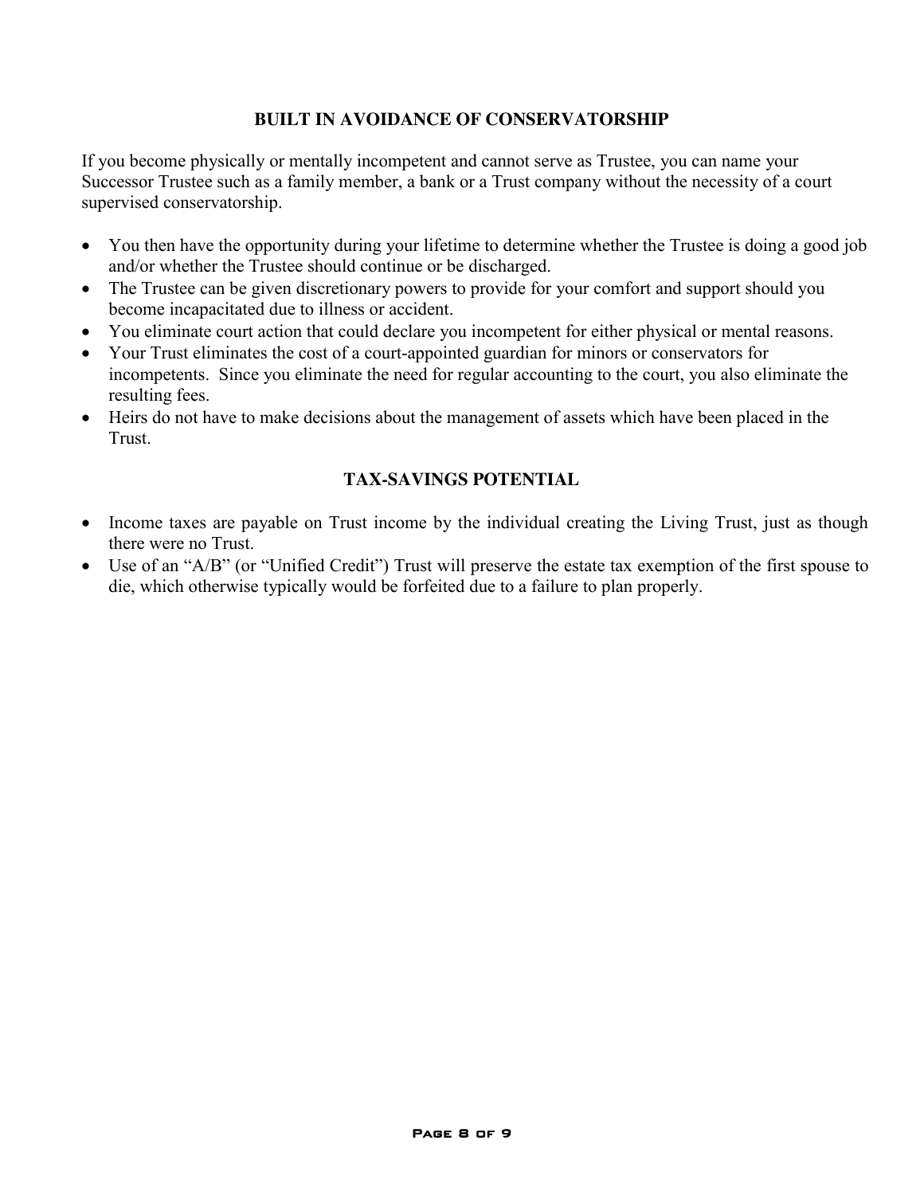## BUILT IN AVOIDANCE OF CONSERVATORSHIP

If you become physically or mentally incompetent and cannot serve as Trustee, you can name your Successor Trustee such as a family member, a bank or a Trust company without the necessity of a court supervised conservatorship.

- You then have the opportunity during your lifetime to determine whether the Trustee is doing a good job and/or whether the Trustee should continue or be discharged.
- The Trustee can be given discretionary powers to provide for your comfort and support should you become incapacitated due to illness or accident.
- You eliminate court action that could declare you incompetent for either physical or mental reasons.
- Your Trust eliminates the cost of a court-appointed guardian for minors or conservators for incompetents. Since you eliminate the need for regular accounting to the court, you also eliminate the resulting fees.
- Heirs do not have to make decisions about the management of assets which have been placed in the Trust.

## TAX-SAVINGS POTENTIAL

- Income taxes are payable on Trust income by the individual creating the Living Trust, just as though there were no Trust.
- Use of an "A/B" (or "Unified Credit") Trust will preserve the estate tax exemption of the first spouse to die, which otherwise typically would be forfeited due to a failure to plan properly.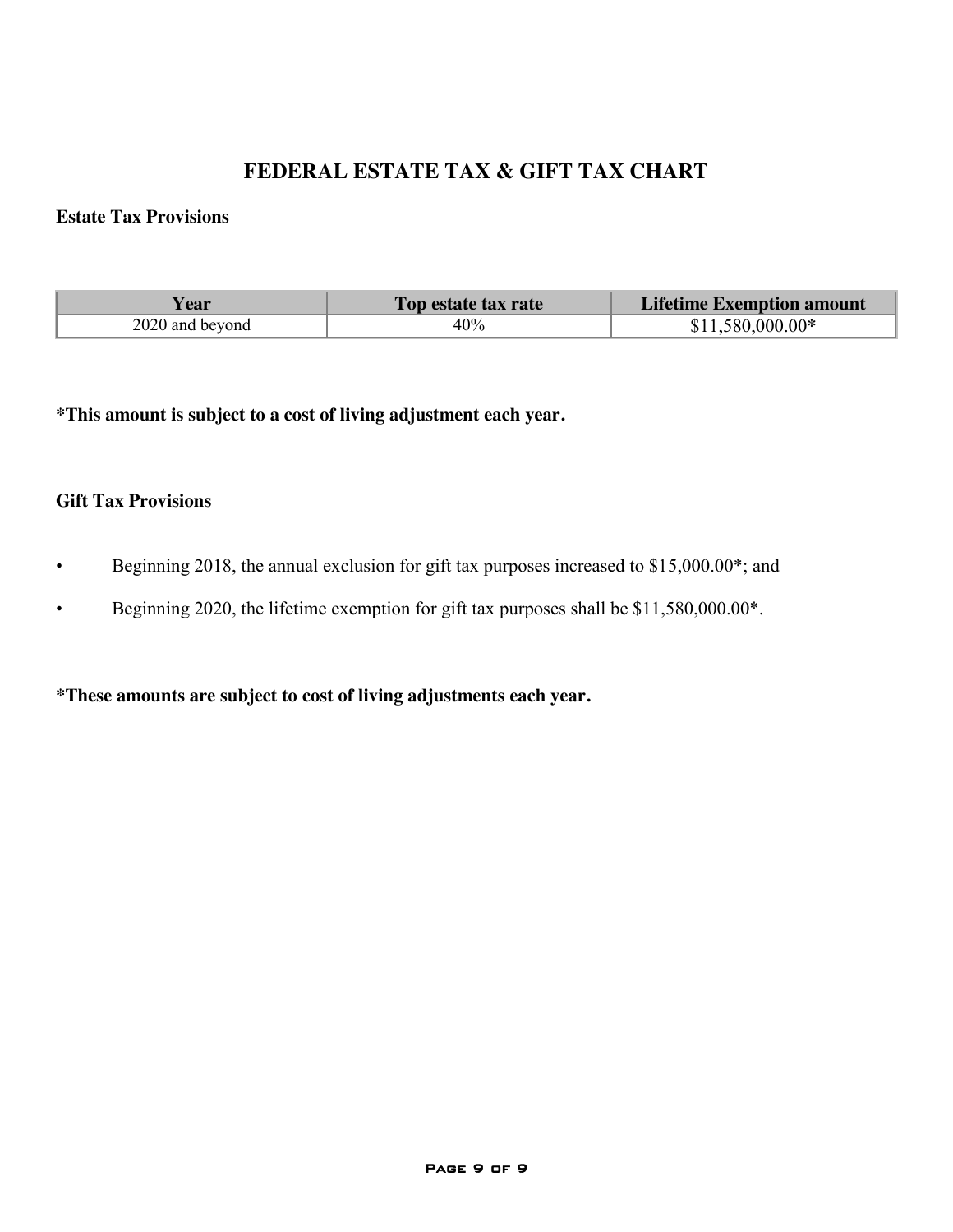# FEDERAL ESTATE TAX & GIFT TAX CHART

**Estate Tax Provisions**

| Year | Top estate tax rate | Lifetime Exemption amount |
|---|---|---|
| 2020 and beyond | 40% | $11,580,000.00* |

**\*This amount is subject to a cost of living adjustment each year.**

**Gift Tax Provisions**

- Beginning 2018, the annual exclusion for gift tax purposes increased to $15,000.00*; and
- Beginning 2020, the lifetime exemption for gift tax purposes shall be $11,580,000.00*.

**\*These amounts are subject to cost of living adjustments each year.**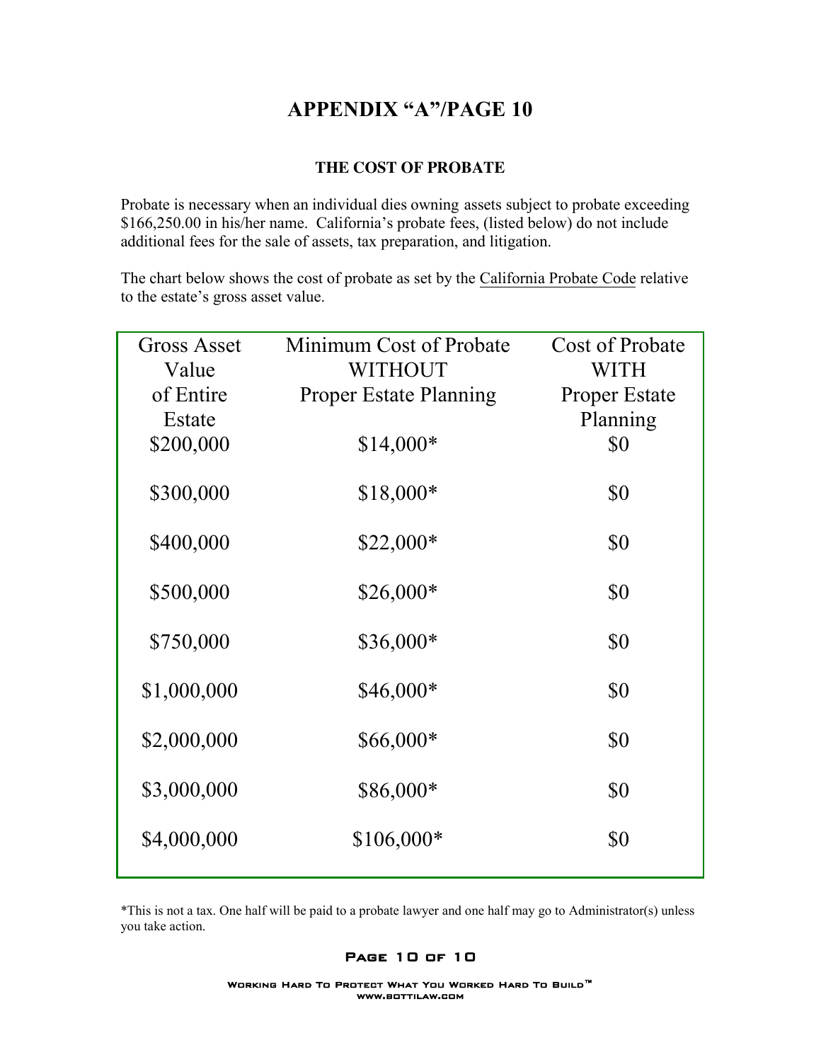# APPENDIX "A"/PAGE 10

## THE COST OF PROBATE

Probate is necessary when an individual dies owning assets subject to probate exceeding $166,250.00 in his/her name. California's probate fees, (listed below) do not include additional fees for the sale of assets, tax preparation, and litigation.

The chart below shows the cost of probate as set by the California Probate Code relative to the estate's gross asset value.

| Gross Asset Value of Entire Estate | Minimum Cost of Probate WITHOUT Proper Estate Planning | Cost of Probate WITH Proper Estate Planning |
|---|---|---|
| $200,000 | $14,000* | $0 |
| $300,000 | $18,000* | $0 |
| $400,000 | $22,000* | $0 |
| $500,000 | $26,000* | $0 |
| $750,000 | $36,000* | $0 |
| $1,000,000 | $46,000* | $0 |
| $2,000,000 | $66,000* | $0 |
| $3,000,000 | $86,000* | $0 |
| $4,000,000 | $106,000* | $0 |

*This is not a tax. One half will be paid to a probate lawyer and one half may go to Administrator(s) unless you take action.

Working Hard To Protect What You Worked Hard To Build™
www.bottilaw.com